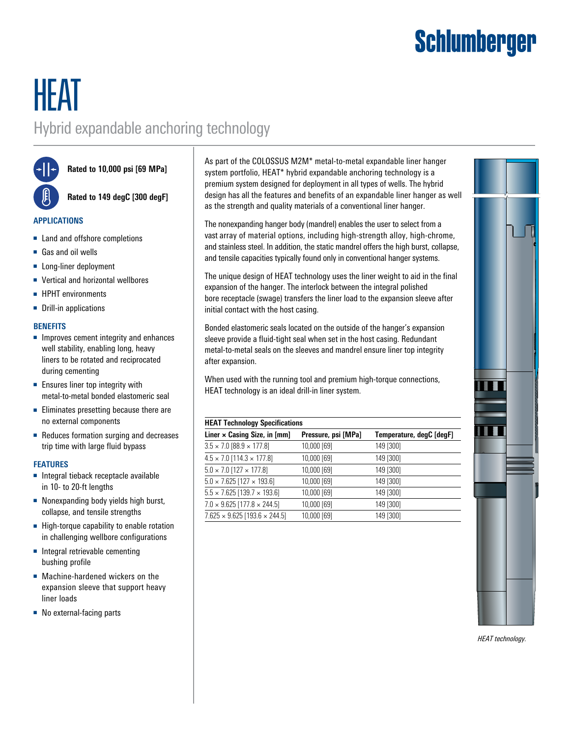Schlumberger

# HEAT

## Hybrid expandable anchoring technology

**Rated to 10,000 psi [69 MPa]**

**Rated to 149 degC [300 degF]**

### APPLICATIONS

- Land and offshore completions
- Gas and oil wells
- Long-liner deployment
- Vertical and horizontal wellbores
- HPHT environments
- Drill-in applications

### BENEFITS

- Improves cement integrity and enhances well stability, enabling long, heavy liners to be rotated and reciprocated during cementing
- Ensures liner top integrity with metal-to-metal bonded elastomeric seal
- Eliminates presetting because there are no external components
- Reduces formation surging and decreases trip time with large fluid bypass

### FEATURES

- Integral tieback receptacle available in 10- to 20-ft lengths
- Nonexpanding body yields high burst, collapse, and tensile strengths
- High-torque capability to enable rotation in challenging wellbore configurations
- Integral retrievable cementing bushing profile
- Machine-hardened wickers on the expansion sleeve that support heavy liner loads
- No external-facing parts

As part of the COLOSSUS M2M* metal-to-metal expandable liner hanger system portfolio, HEAT* hybrid expandable anchoring technology is a premium system designed for deployment in all types of wells. The hybrid design has all the features and benefits of an expandable liner hanger as well as the strength and quality materials of a conventional liner hanger.

The nonexpanding hanger body (mandrel) enables the user to select from a vast array of material options, including high-strength alloy, high-chrome, and stainless steel. In addition, the static mandrel offers the high burst, collapse, and tensile capacities typically found only in conventional hanger systems.

The unique design of HEAT technology uses the liner weight to aid in the final expansion of the hanger. The interlock between the integral polished bore receptacle (swage) transfers the liner load to the expansion sleeve after initial contact with the host casing.

Bonded elastomeric seals located on the outside of the hanger's expansion sleeve provide a fluid-tight seal when set in the host casing. Redundant metal-to-metal seals on the sleeves and mandrel ensure liner top integrity after expansion.

When used with the running tool and premium high-torque connections, HEAT technology is an ideal drill-in liner system.

**HEAT Technology Specifications**

| Liner × Casing Size, in [mm] | Pressure, psi [MPa] | Temperature, degC [degF] |
|---|---|---|
| 3.5 × 7.0 [88.9 × 177.8] | 10,000 [69] | 149 [300] |
| 4.5 × 7.0 [114.3 × 177.8] | 10,000 [69] | 149 [300] |
| 5.0 × 7.0 [127 × 177.8] | 10,000 [69] | 149 [300] |
| 5.0 × 7.625 [127 × 193.6] | 10,000 [69] | 149 [300] |
| 5.5 × 7.625 [139.7 × 193.6] | 10,000 [69] | 149 [300] |
| 7.0 × 9.625 [177.8 × 244.5] | 10,000 [69] | 149 [300] |
| 7.625 × 9.625 [193.6 × 244.5] | 10,000 [69] | 149 [300] |

*HEAT technology.*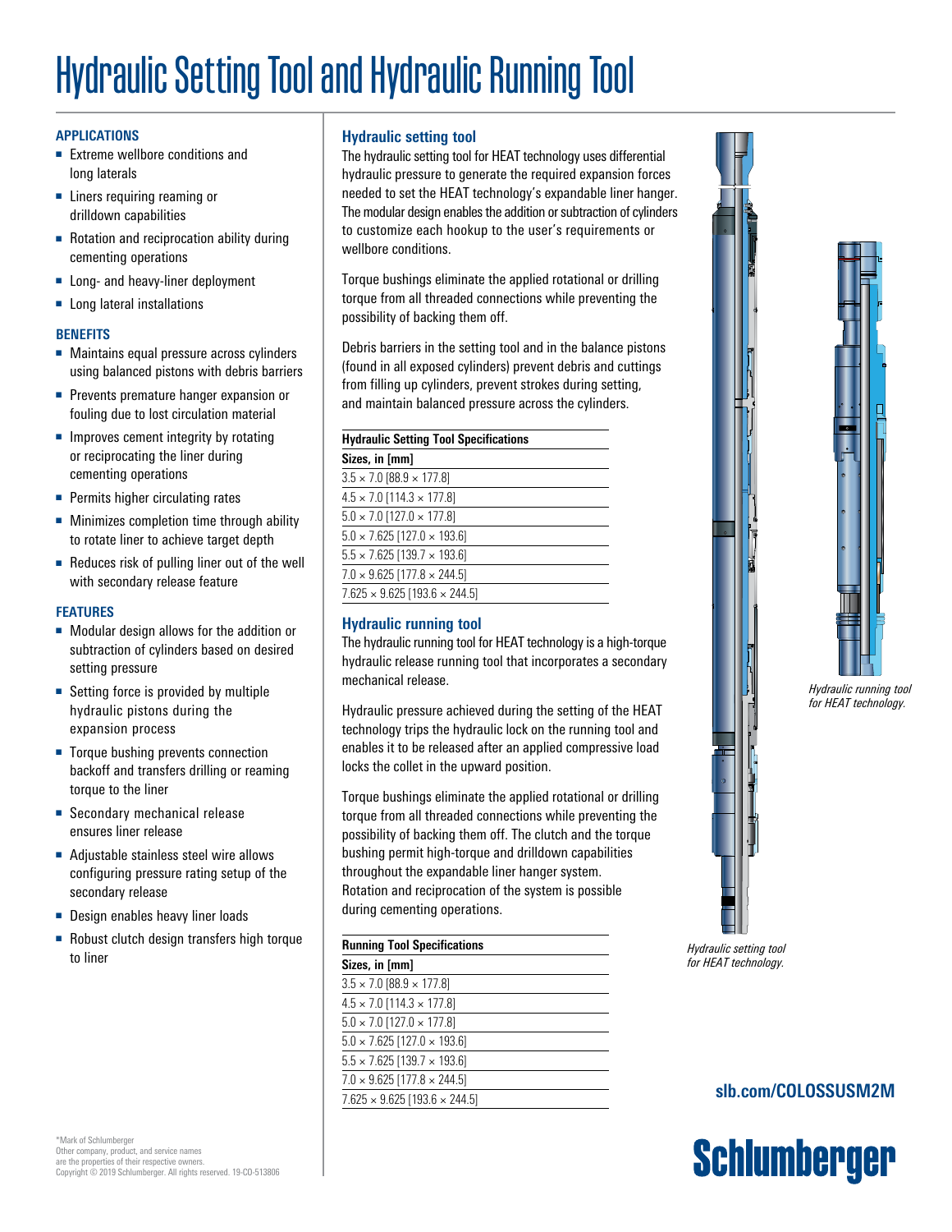# Hydraulic Setting Tool and Hydraulic Running Tool

### APPLICATIONS

- Extreme wellbore conditions and long laterals
- Liners requiring reaming or drilldown capabilities
- Rotation and reciprocation ability during cementing operations
- Long- and heavy-liner deployment
- Long lateral installations

### BENEFITS

- Maintains equal pressure across cylinders using balanced pistons with debris barriers
- Prevents premature hanger expansion or fouling due to lost circulation material
- Improves cement integrity by rotating or reciprocating the liner during cementing operations
- Permits higher circulating rates
- Minimizes completion time through ability to rotate liner to achieve target depth
- Reduces risk of pulling liner out of the well with secondary release feature

### FEATURES

- Modular design allows for the addition or subtraction of cylinders based on desired setting pressure
- Setting force is provided by multiple hydraulic pistons during the expansion process
- Torque bushing prevents connection backoff and transfers drilling or reaming torque to the liner
- Secondary mechanical release ensures liner release
- Adjustable stainless steel wire allows configuring pressure rating setup of the secondary release
- Design enables heavy liner loads
- Robust clutch design transfers high torque to liner

## Hydraulic setting tool

The hydraulic setting tool for HEAT technology uses differential hydraulic pressure to generate the required expansion forces needed to set the HEAT technology's expandable liner hanger. The modular design enables the addition or subtraction of cylinders to customize each hookup to the user's requirements or wellbore conditions.

Torque bushings eliminate the applied rotational or drilling torque from all threaded connections while preventing the possibility of backing them off.

Debris barriers in the setting tool and in the balance pistons (found in all exposed cylinders) prevent debris and cuttings from filling up cylinders, prevent strokes during setting, and maintain balanced pressure across the cylinders.

| Hydraulic Setting Tool Specifications |
|---|
| **Sizes, in [mm]** |
| 3.5 × 7.0 [88.9 × 177.8] |
| 4.5 × 7.0 [114.3 × 177.8] |
| 5.0 × 7.0 [127.0 × 177.8] |
| 5.0 × 7.625 [127.0 × 193.6] |
| 5.5 × 7.625 [139.7 × 193.6] |
| 7.0 × 9.625 [177.8 × 244.5] |
| 7.625 × 9.625 [193.6 × 244.5] |

## Hydraulic running tool

The hydraulic running tool for HEAT technology is a high-torque hydraulic release running tool that incorporates a secondary mechanical release.

Hydraulic pressure achieved during the setting of the HEAT technology trips the hydraulic lock on the running tool and enables it to be released after an applied compressive load locks the collet in the upward position.

Torque bushings eliminate the applied rotational or drilling torque from all threaded connections while preventing the possibility of backing them off. The clutch and the torque bushing permit high-torque and drilldown capabilities throughout the expandable liner hanger system. Rotation and reciprocation of the system is possible during cementing operations.

| Running Tool Specifications |
|---|
| **Sizes, in [mm]** |
| 3.5 × 7.0 [88.9 × 177.8] |
| 4.5 × 7.0 [114.3 × 177.8] |
| 5.0 × 7.0 [127.0 × 177.8] |
| 5.0 × 7.625 [127.0 × 193.6] |
| 5.5 × 7.625 [139.7 × 193.6] |
| 7.0 × 9.625 [177.8 × 244.5] |
| 7.625 × 9.625 [193.6 × 244.5] |

*Hydraulic setting tool for HEAT technology.*

*Hydraulic running tool for HEAT technology.*

**slb.com/COLOSSUSM2M**

Schlumberger

*Mark of Schlumberger
Other company, product, and service names are the properties of their respective owners.
Copyright © 2019 Schlumberger. All rights reserved. 19-CO-513806